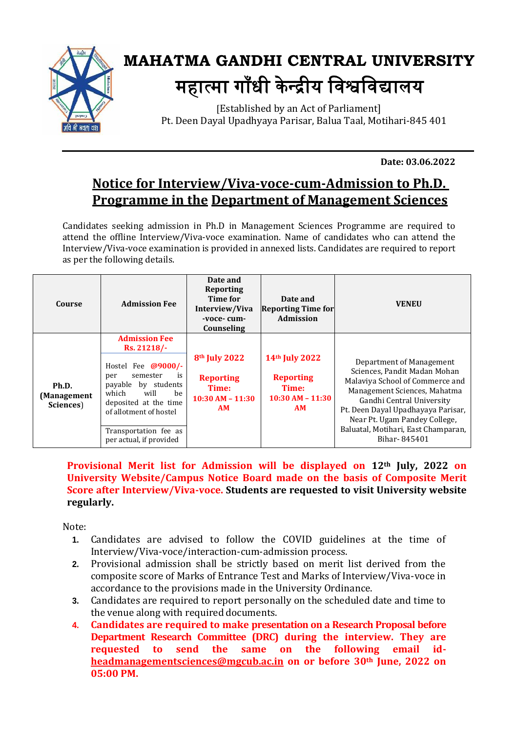# MAHATMA GANDHI CENTRAL UNIVERSITY

# महात्मा गाँधी केन्द्रीय विश्वविद्यालय

[Established by an Act of Parliament]
Pt. Deen Dayal Upadhyaya Parisar, Balua Taal, Motihari-845 401

**Date: 03.06.2022**

## Notice for Interview/Viva-voce-cum-Admission to Ph.D. Programme in the Department of Management Sciences

Candidates seeking admission in Ph.D in Management Sciences Programme are required to attend the offline Interview/Viva-voce examination. Name of candidates who can attend the Interview/Viva-voce examination is provided in annexed lists. Candidates are required to report as per the following details.

| Course | Admission Fee | Date and Reporting Time for Interview/Viva -voce- cum-Counseling | Date and Reporting Time for Admission | VENEU |
|---|---|---|---|---|
| **Ph.D. (Management Sciences)** | **Admission Fee Rs. 21218/-**<br><br>Hostel Fee **@9000/-** per semester is payable by students which will be deposited at the time of allotment of hostel<br><br>Transportation fee as per actual, if provided | **8th July 2022**<br><br>**Reporting Time: 10:30 AM – 11:30 AM** | **14th July 2022**<br><br>**Reporting Time: 10:30 AM – 11:30 AM** | Department of Management Sciences, Pandit Madan Mohan Malaviya School of Commerce and Management Sciences, Mahatma Gandhi Central University Pt. Deen Dayal Upadhayaya Parisar, Near Pt. Ugam Pandey College, Baluatal, Motihari, East Champaran, Bihar- 845401 |

**Provisional Merit list for Admission will be displayed on 12th July, 2022 on University Website/Campus Notice Board made on the basis of Composite Merit Score after Interview/Viva-voce. Students are requested to visit University website regularly.**

Note:

1. Candidates are advised to follow the COVID guidelines at the time of Interview/Viva-voce/interaction-cum-admission process.
2. Provisional admission shall be strictly based on merit list derived from the composite score of Marks of Entrance Test and Marks of Interview/Viva-voce in accordance to the provisions made in the University Ordinance.
3. Candidates are required to report personally on the scheduled date and time to the venue along with required documents.
4. **Candidates are required to make presentation on a Research Proposal before Department Research Committee (DRC) during the interview. They are requested to send the same on the following email id- headmanagementsciences@mgcub.ac.in on or before 30th June, 2022 on 05:00 PM.**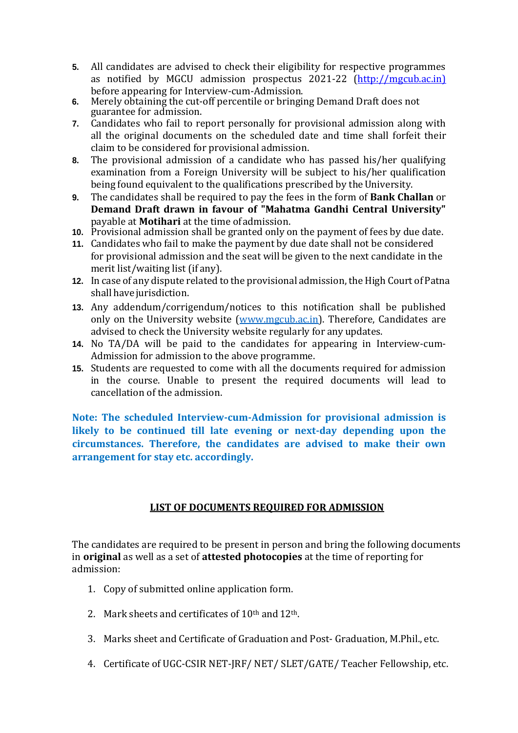5. All candidates are advised to check their eligibility for respective programmes as notified by MGCU admission prospectus 2021-22 (http://mgcub.ac.in) before appearing for Interview-cum-Admission.
6. Merely obtaining the cut-off percentile or bringing Demand Draft does not guarantee for admission.
7. Candidates who fail to report personally for provisional admission along with all the original documents on the scheduled date and time shall forfeit their claim to be considered for provisional admission.
8. The provisional admission of a candidate who has passed his/her qualifying examination from a Foreign University will be subject to his/her qualification being found equivalent to the qualifications prescribed by the University.
9. The candidates shall be required to pay the fees in the form of **Bank Challan** or **Demand Draft drawn in favour of "Mahatma Gandhi Central University"** payable at **Motihari** at the time of admission.
10. Provisional admission shall be granted only on the payment of fees by due date.
11. Candidates who fail to make the payment by due date shall not be considered for provisional admission and the seat will be given to the next candidate in the merit list/waiting list (if any).
12. In case of any dispute related to the provisional admission, the High Court of Patna shall have jurisdiction.
13. Any addendum/corrigendum/notices to this notification shall be published only on the University website (www.mgcub.ac.in). Therefore, Candidates are advised to check the University website regularly for any updates.
14. No TA/DA will be paid to the candidates for appearing in Interview-cum-Admission for admission to the above programme.
15. Students are requested to come with all the documents required for admission in the course. Unable to present the required documents will lead to cancellation of the admission.

**Note: The scheduled Interview-cum-Admission for provisional admission is likely to be continued till late evening or next-day depending upon the circumstances. Therefore, the candidates are advised to make their own arrangement for stay etc. accordingly.**

## LIST OF DOCUMENTS REQUIRED FOR ADMISSION

The candidates are required to be present in person and bring the following documents in **original** as well as a set of **attested photocopies** at the time of reporting for admission:

1. Copy of submitted online application form.
2. Mark sheets and certificates of 10th and 12th.
3. Marks sheet and Certificate of Graduation and Post- Graduation, M.Phil., etc.
4. Certificate of UGC-CSIR NET-JRF/ NET/ SLET/GATE/ Teacher Fellowship, etc.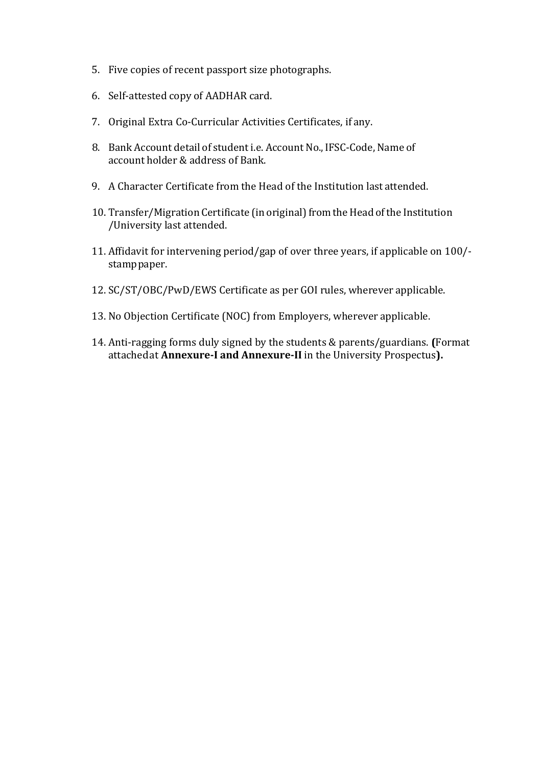5. Five copies of recent passport size photographs.

6. Self-attested copy of AADHAR card.

7. Original Extra Co-Curricular Activities Certificates, if any.

8. Bank Account detail of student i.e. Account No., IFSC-Code, Name of account holder & address of Bank.

9. A Character Certificate from the Head of the Institution last attended.

10. Transfer/Migration Certificate (in original) from the Head of the Institution /University last attended.

11. Affidavit for intervening period/gap of over three years, if applicable on 100/- stamp paper.

12. SC/ST/OBC/PwD/EWS Certificate as per GOI rules, wherever applicable.

13. No Objection Certificate (NOC) from Employers, wherever applicable.

14. Anti-ragging forms duly signed by the students & parents/guardians. **(**Format attached at **Annexure-I and Annexure-II** in the University Prospectus**).**